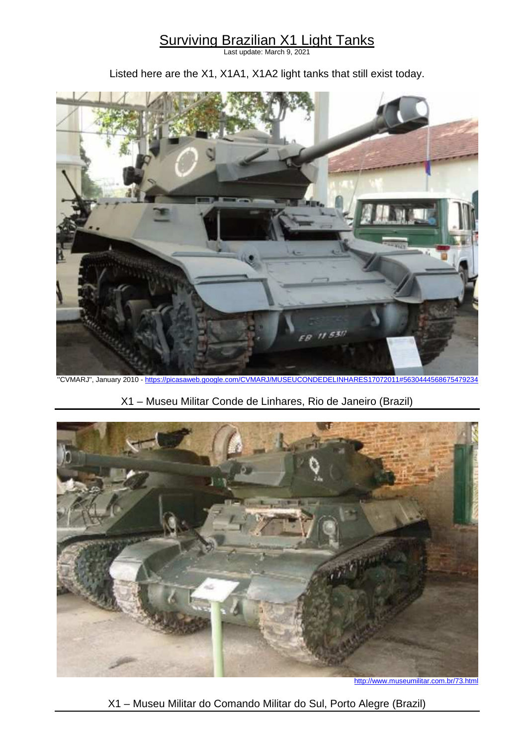# Surviving Brazilian X1 Light Tanks

Last update: March 9, 2021

Listed here are the X1, X1A1, X1A2 light tanks that still exist today.

"CVMARJ", January 2010 - https://picasaweb.google.com/CVMARJ/MUSEUCONDEDELINHARES17072011#5630444568675479234

X1 – Museu Militar Conde de Linhares, Rio de Janeiro (Brazil)

http://www.museumilitar.com.br/73.html

X1 – Museu Militar do Comando Militar do Sul, Porto Alegre (Brazil)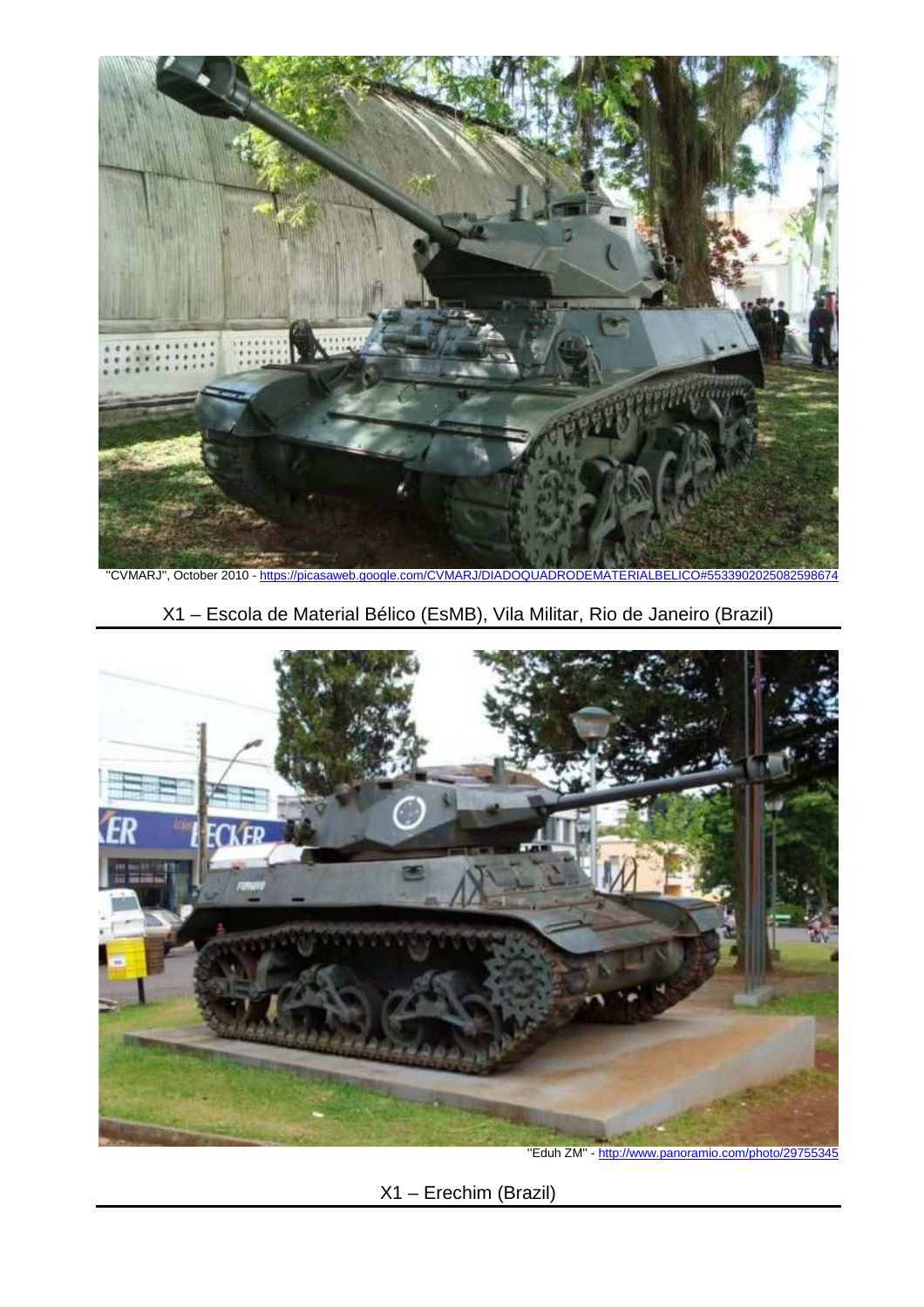"CVMARJ", October 2010 - https://picasaweb.google.com/CVMARJ/DIADOQUADRODEMATERIALBELICO#5533902025082598674

X1 – Escola de Material Bélico (EsMB), Vila Militar, Rio de Janeiro (Brazil)

"Eduh ZM" - http://www.panoramio.com/photo/29755345

X1 – Erechim (Brazil)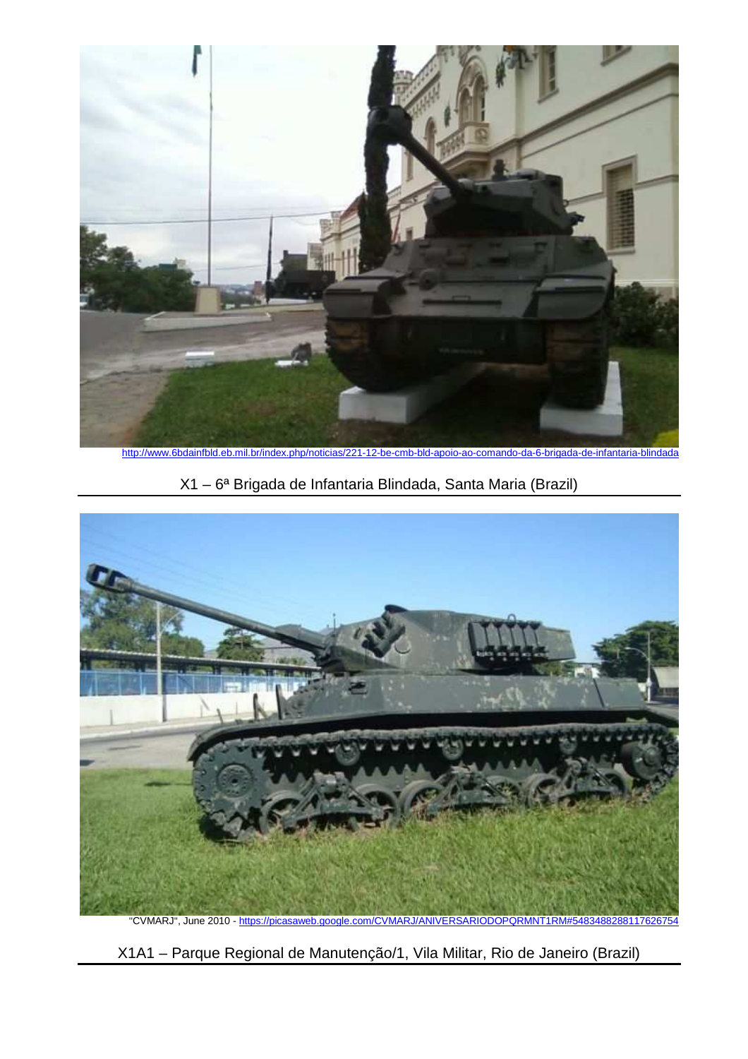http://www.6bdainfbld.eb.mil.br/index.php/noticias/221-12-be-cmb-bld-apoio-ao-comando-da-6-brigada-de-infantaria-blindada

X1 – 6ª Brigada de Infantaria Blindada, Santa Maria (Brazil)

"CVMARJ", June 2010 - https://picasaweb.google.com/CVMARJ/ANIVERSARIODOPQRMNT1RM#5483488288117626754

X1A1 – Parque Regional de Manutenção/1, Vila Militar, Rio de Janeiro (Brazil)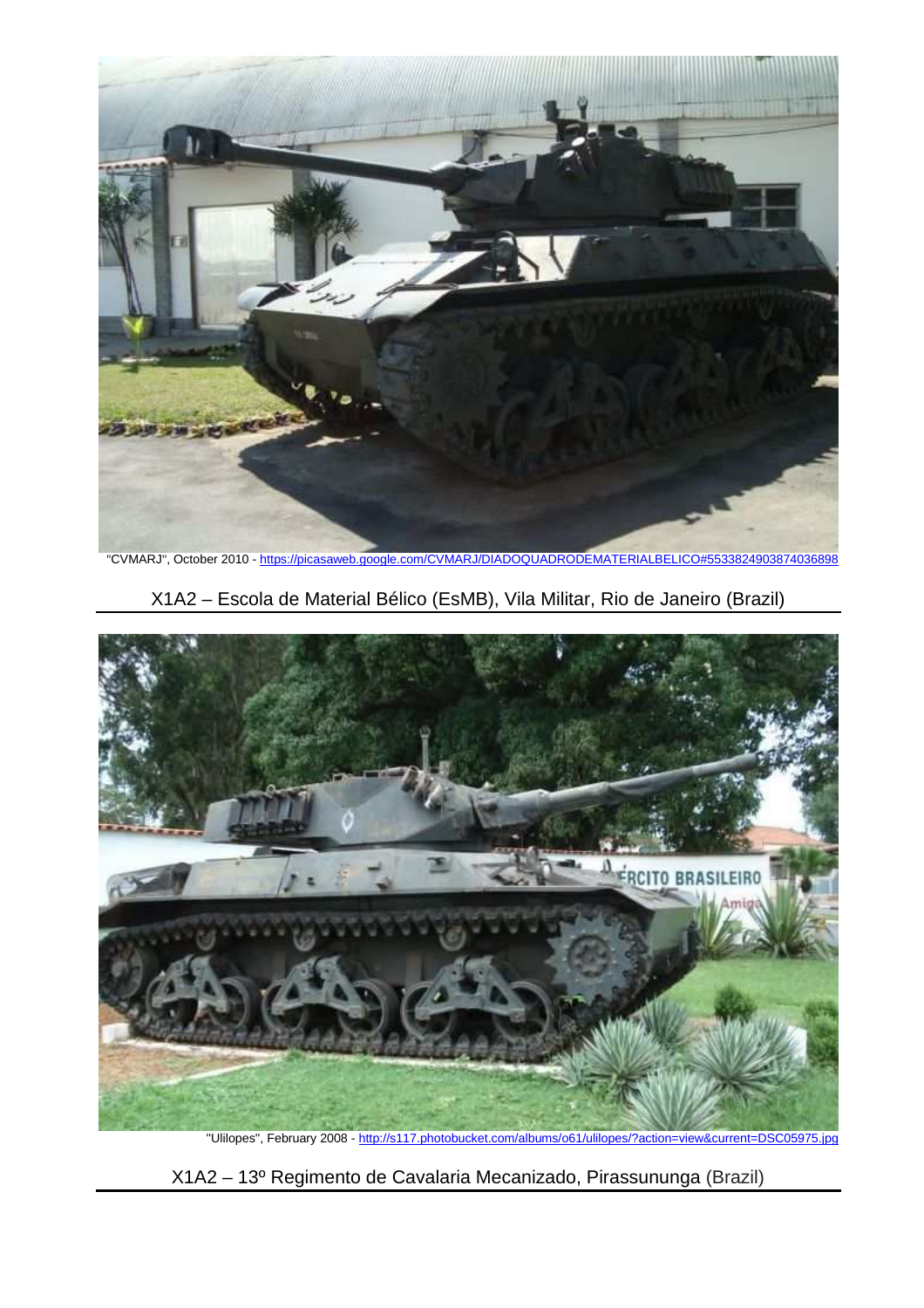"CVMARJ", October 2010 - https://picasaweb.google.com/CVMARJ/DIADOQUADRODEMATERIALBELICO#5533824903874036898

X1A2 – Escola de Material Bélico (EsMB), Vila Militar, Rio de Janeiro (Brazil)

"Ulilopes", February 2008 - http://s117.photobucket.com/albums/o61/ulilopes/?action=view&current=DSC05975.jpg

X1A2 – 13º Regimento de Cavalaria Mecanizado, Pirassununga (Brazil)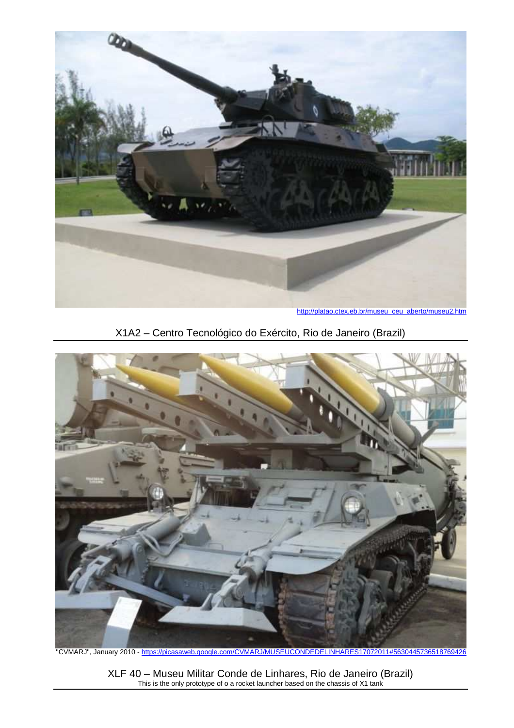http://platao.ctex.eb.br/museu_ceu_aberto/museu2.htm

X1A2 – Centro Tecnológico do Exército, Rio de Janeiro (Brazil)

"CVMARJ", January 2010 - https://picasaweb.google.com/CVMARJ/MUSEUCONDEDELINHARES17072011#5630445736518769426

XLF 40 – Museu Militar Conde de Linhares, Rio de Janeiro (Brazil)
This is the only prototype of o a rocket launcher based on the chassis of X1 tank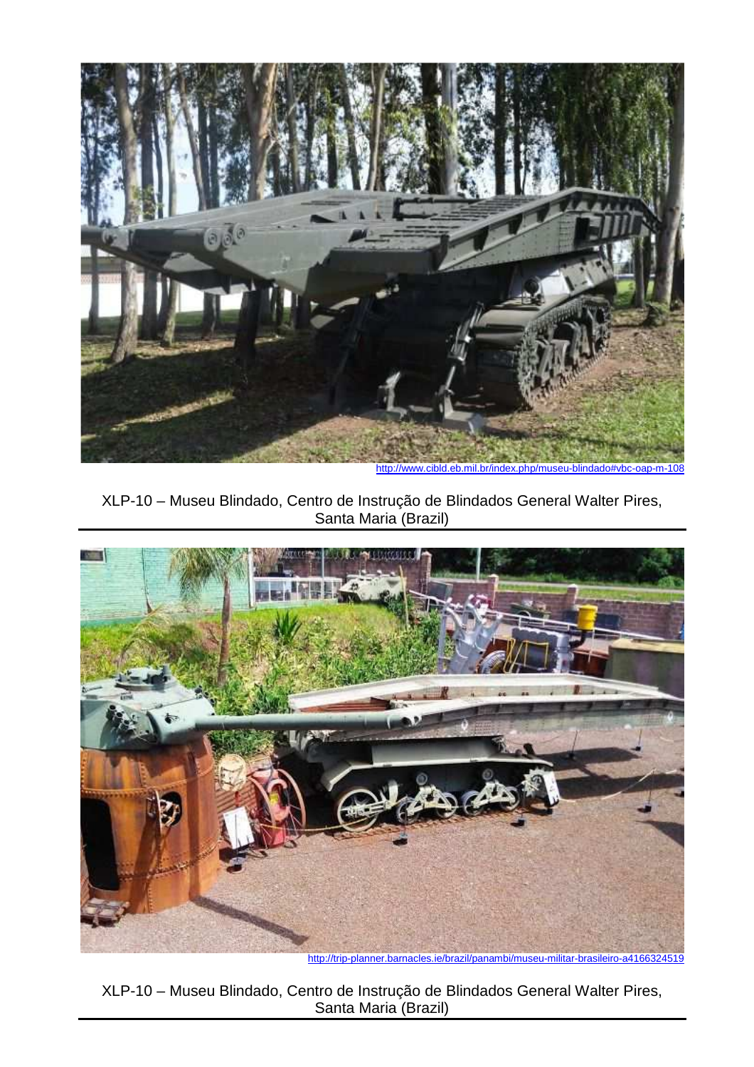http://www.cibld.eb.mil.br/index.php/museu-blindado#vbc-oap-m-108

XLP-10 – Museu Blindado, Centro de Instrução de Blindados General Walter Pires, Santa Maria (Brazil)

http://trip-planner.barnacles.ie/brazil/panambi/museu-militar-brasileiro-a4166324519

XLP-10 – Museu Blindado, Centro de Instrução de Blindados General Walter Pires, Santa Maria (Brazil)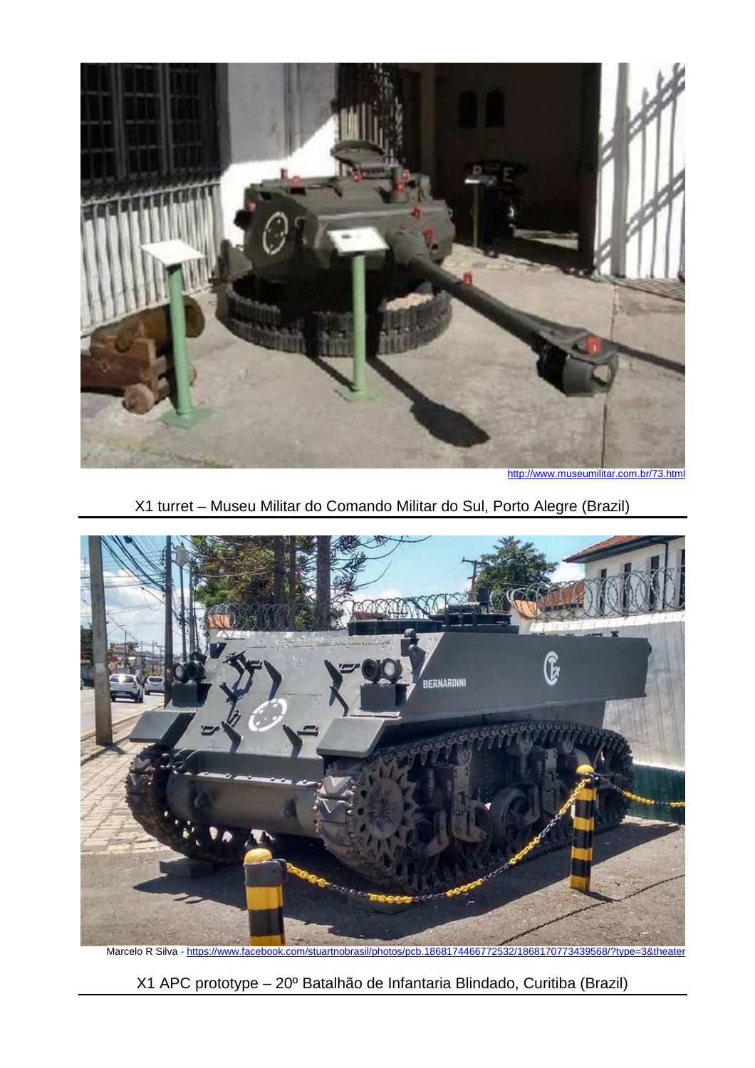http://www.museumilitar.com.br/73.html

X1 turret – Museu Militar do Comando Militar do Sul, Porto Alegre (Brazil)

Marcelo R Silva - https://www.facebook.com/stuartnobrasil/photos/pcb.1868174466772532/1868170773439568/?type=3&theater

X1 APC prototype – 20º Batalhão de Infantaria Blindado, Curitiba (Brazil)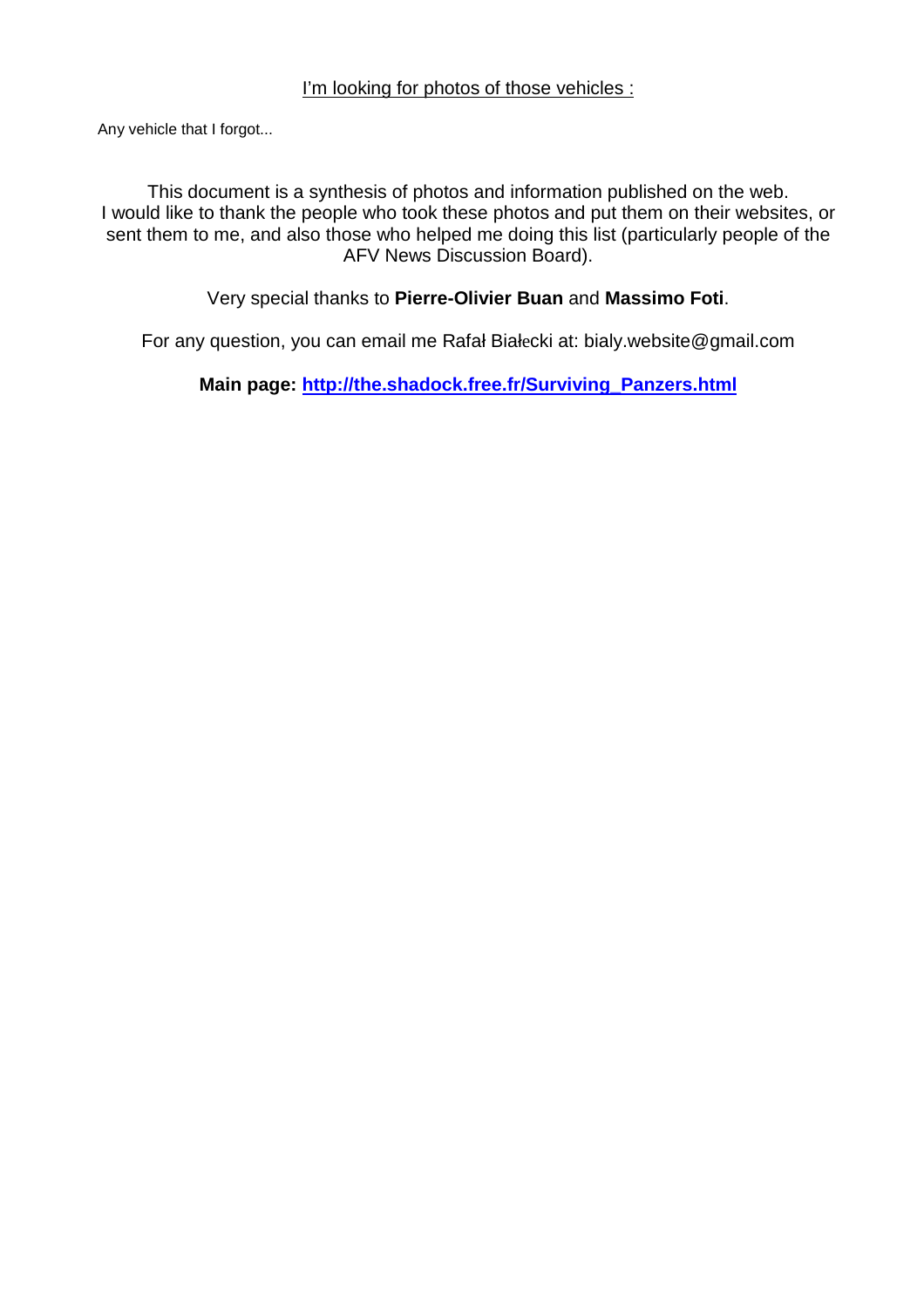I'm looking for photos of those vehicles :

Any vehicle that I forgot...

This document is a synthesis of photos and information published on the web.
I would like to thank the people who took these photos and put them on their websites, or sent them to me, and also those who helped me doing this list (particularly people of the AFV News Discussion Board).

Very special thanks to **Pierre-Olivier Buan** and **Massimo Foti**.

For any question, you can email me Rafał Białecki at: bialy.website@gmail.com

**Main page: [http://the.shadock.free.fr/Surviving_Panzers.html](http://the.shadock.free.fr/Surviving_Panzers.html)**